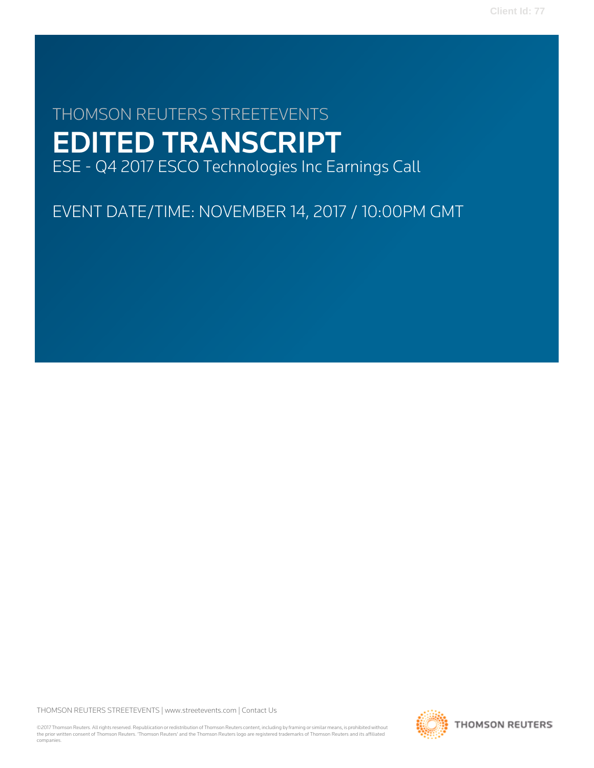THOMSON REUTERS STREETEVENTS

# EDITED TRANSCRIPT

ESE - Q4 2017 ESCO Technologies Inc Earnings Call

EVENT DATE/TIME: NOVEMBER 14, 2017 / 10:00PM GMT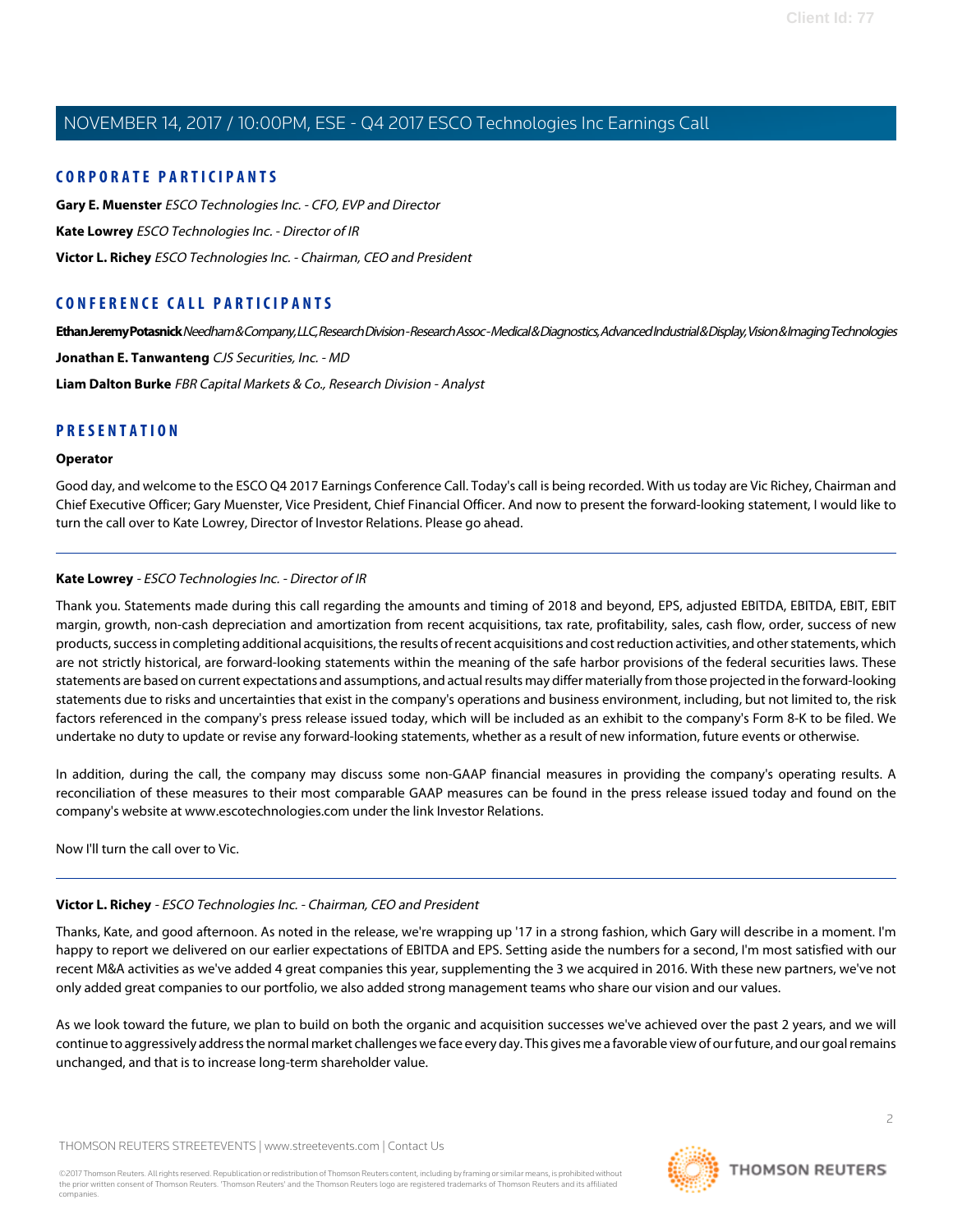## CORPORATE PARTICIPANTS

**Gary E. Muenster** *ESCO Technologies Inc. - CFO, EVP and Director*

**Kate Lowrey** *ESCO Technologies Inc. - Director of IR*

**Victor L. Richey** *ESCO Technologies Inc. - Chairman, CEO and President*

## CONFERENCE CALL PARTICIPANTS

**Ethan Jeremy Potasnick** *Needham & Company, LLC, Research Division - Research Assoc - Medical & Diagnostics, Advanced Industrial & Display, Vision & Imaging Technologies*

**Jonathan E. Tanwanteng** *CJS Securities, Inc. - MD*

**Liam Dalton Burke** *FBR Capital Markets & Co., Research Division - Analyst*

## PRESENTATION

**Operator**

Good day, and welcome to the ESCO Q4 2017 Earnings Conference Call. Today's call is being recorded. With us today are Vic Richey, Chairman and Chief Executive Officer; Gary Muenster, Vice President, Chief Financial Officer. And now to present the forward-looking statement, I would like to turn the call over to Kate Lowrey, Director of Investor Relations. Please go ahead.

---

**Kate Lowrey** - *ESCO Technologies Inc. - Director of IR*

Thank you. Statements made during this call regarding the amounts and timing of 2018 and beyond, EPS, adjusted EBITDA, EBITDA, EBIT, EBIT margin, growth, non-cash depreciation and amortization from recent acquisitions, tax rate, profitability, sales, cash flow, order, success of new products, success in completing additional acquisitions, the results of recent acquisitions and cost reduction activities, and other statements, which are not strictly historical, are forward-looking statements within the meaning of the safe harbor provisions of the federal securities laws. These statements are based on current expectations and assumptions, and actual results may differ materially from those projected in the forward-looking statements due to risks and uncertainties that exist in the company's operations and business environment, including, but not limited to, the risk factors referenced in the company's press release issued today, which will be included as an exhibit to the company's Form 8-K to be filed. We undertake no duty to update or revise any forward-looking statements, whether as a result of new information, future events or otherwise.

In addition, during the call, the company may discuss some non-GAAP financial measures in providing the company's operating results. A reconciliation of these measures to their most comparable GAAP measures can be found in the press release issued today and found on the company's website at www.escotechnologies.com under the link Investor Relations.

Now I'll turn the call over to Vic.

---

**Victor L. Richey** - *ESCO Technologies Inc. - Chairman, CEO and President*

Thanks, Kate, and good afternoon. As noted in the release, we're wrapping up '17 in a strong fashion, which Gary will describe in a moment. I'm happy to report we delivered on our earlier expectations of EBITDA and EPS. Setting aside the numbers for a second, I'm most satisfied with our recent M&A activities as we've added 4 great companies this year, supplementing the 3 we acquired in 2016. With these new partners, we've not only added great companies to our portfolio, we also added strong management teams who share our vision and our values.

As we look toward the future, we plan to build on both the organic and acquisition successes we've achieved over the past 2 years, and we will continue to aggressively address the normal market challenges we face every day. This gives me a favorable view of our future, and our goal remains unchanged, and that is to increase long-term shareholder value.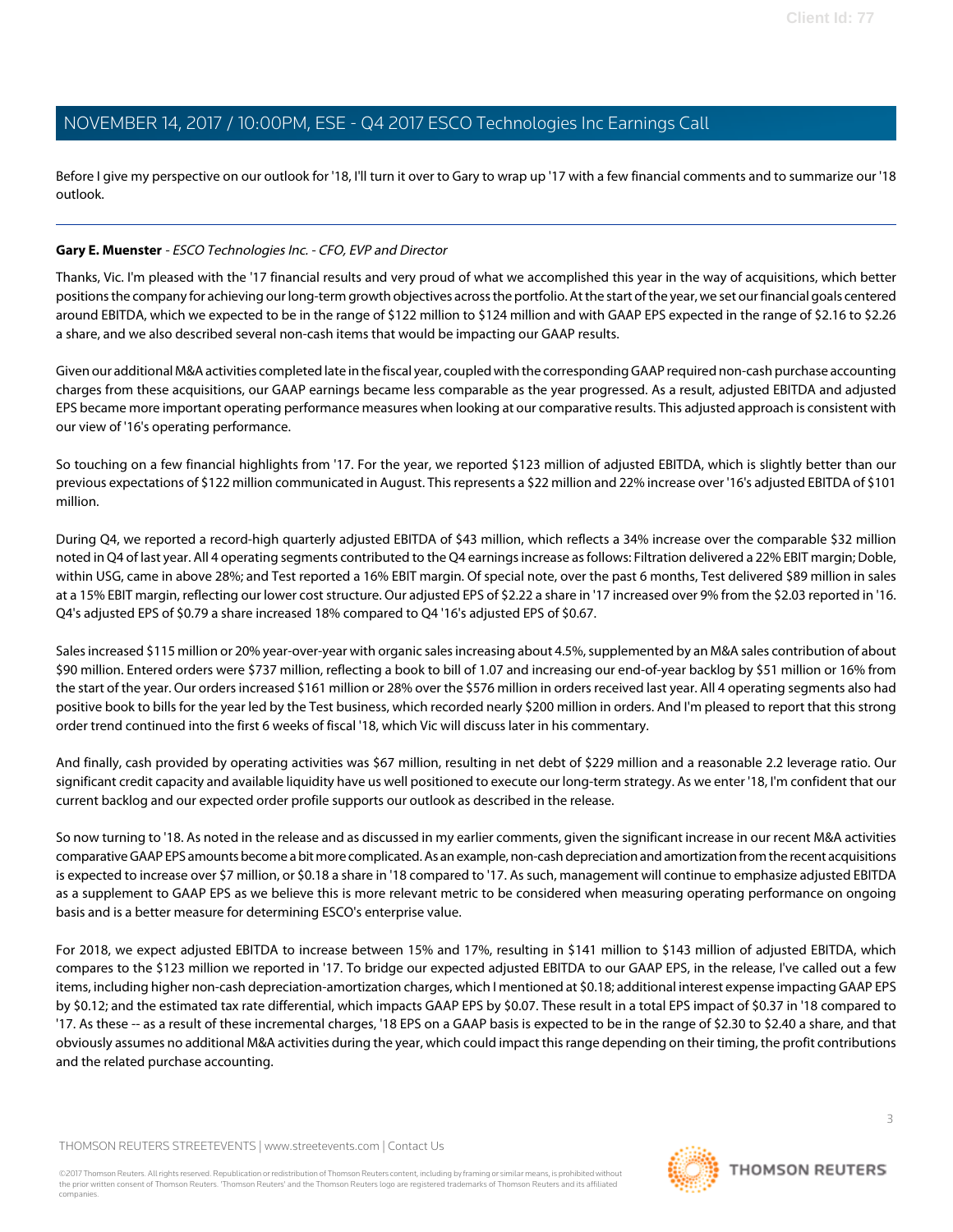Before I give my perspective on our outlook for '18, I'll turn it over to Gary to wrap up '17 with a few financial comments and to summarize our '18 outlook.

---

**Gary E. Muenster** - *ESCO Technologies Inc. - CFO, EVP and Director*

Thanks, Vic. I'm pleased with the '17 financial results and very proud of what we accomplished this year in the way of acquisitions, which better positions the company for achieving our long-term growth objectives across the portfolio. At the start of the year, we set our financial goals centered around EBITDA, which we expected to be in the range of $122 million to $124 million and with GAAP EPS expected in the range of $2.16 to $2.26 a share, and we also described several non-cash items that would be impacting our GAAP results.

Given our additional M&A activities completed late in the fiscal year, coupled with the corresponding GAAP required non-cash purchase accounting charges from these acquisitions, our GAAP earnings became less comparable as the year progressed. As a result, adjusted EBITDA and adjusted EPS became more important operating performance measures when looking at our comparative results. This adjusted approach is consistent with our view of '16's operating performance.

So touching on a few financial highlights from '17. For the year, we reported $123 million of adjusted EBITDA, which is slightly better than our previous expectations of $122 million communicated in August. This represents a $22 million and 22% increase over '16's adjusted EBITDA of $101 million.

During Q4, we reported a record-high quarterly adjusted EBITDA of $43 million, which reflects a 34% increase over the comparable $32 million noted in Q4 of last year. All 4 operating segments contributed to the Q4 earnings increase as follows: Filtration delivered a 22% EBIT margin; Doble, within USG, came in above 28%; and Test reported a 16% EBIT margin. Of special note, over the past 6 months, Test delivered $89 million in sales at a 15% EBIT margin, reflecting our lower cost structure. Our adjusted EPS of $2.22 a share in '17 increased over 9% from the $2.03 reported in '16. Q4's adjusted EPS of $0.79 a share increased 18% compared to Q4 '16's adjusted EPS of $0.67.

Sales increased $115 million or 20% year-over-year with organic sales increasing about 4.5%, supplemented by an M&A sales contribution of about $90 million. Entered orders were $737 million, reflecting a book to bill of 1.07 and increasing our end-of-year backlog by $51 million or 16% from the start of the year. Our orders increased $161 million or 28% over the $576 million in orders received last year. All 4 operating segments also had positive book to bills for the year led by the Test business, which recorded nearly $200 million in orders. And I'm pleased to report that this strong order trend continued into the first 6 weeks of fiscal '18, which Vic will discuss later in his commentary.

And finally, cash provided by operating activities was $67 million, resulting in net debt of $229 million and a reasonable 2.2 leverage ratio. Our significant credit capacity and available liquidity have us well positioned to execute our long-term strategy. As we enter '18, I'm confident that our current backlog and our expected order profile supports our outlook as described in the release.

So now turning to '18. As noted in the release and as discussed in my earlier comments, given the significant increase in our recent M&A activities comparative GAAP EPS amounts become a bit more complicated. As an example, non-cash depreciation and amortization from the recent acquisitions is expected to increase over $7 million, or $0.18 a share in '18 compared to '17. As such, management will continue to emphasize adjusted EBITDA as a supplement to GAAP EPS as we believe this is more relevant metric to be considered when measuring operating performance on ongoing basis and is a better measure for determining ESCO's enterprise value.

For 2018, we expect adjusted EBITDA to increase between 15% and 17%, resulting in $141 million to $143 million of adjusted EBITDA, which compares to the $123 million we reported in '17. To bridge our expected adjusted EBITDA to our GAAP EPS, in the release, I've called out a few items, including higher non-cash depreciation-amortization charges, which I mentioned at $0.18; additional interest expense impacting GAAP EPS by $0.12; and the estimated tax rate differential, which impacts GAAP EPS by $0.07. These result in a total EPS impact of $0.37 in '18 compared to '17. As these -- as a result of these incremental charges, '18 EPS on a GAAP basis is expected to be in the range of $2.30 to $2.40 a share, and that obviously assumes no additional M&A activities during the year, which could impact this range depending on their timing, the profit contributions and the related purchase accounting.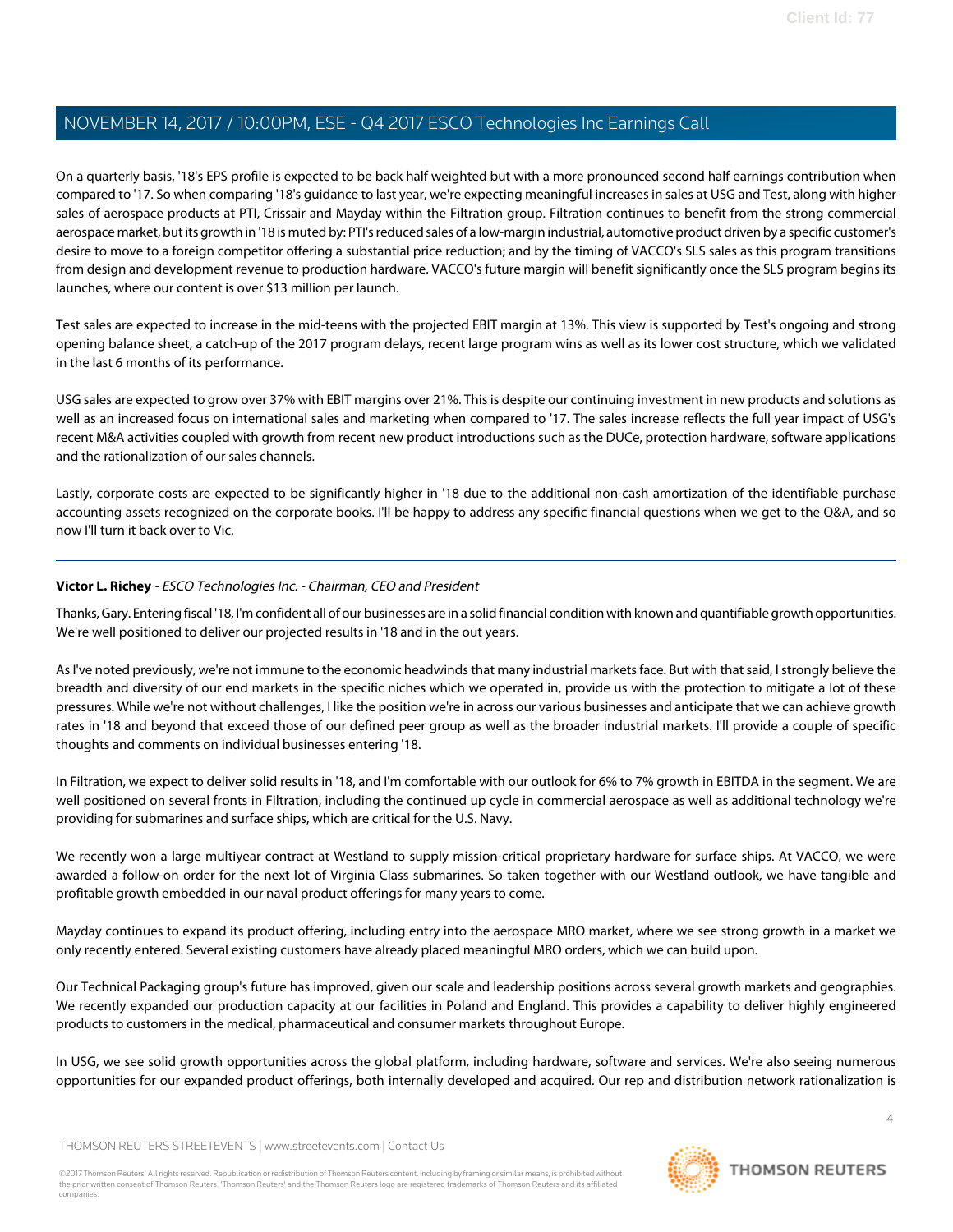On a quarterly basis, '18's EPS profile is expected to be back half weighted but with a more pronounced second half earnings contribution when compared to '17. So when comparing '18's guidance to last year, we're expecting meaningful increases in sales at USG and Test, along with higher sales of aerospace products at PTI, Crissair and Mayday within the Filtration group. Filtration continues to benefit from the strong commercial aerospace market, but its growth in '18 is muted by: PTI's reduced sales of a low-margin industrial, automotive product driven by a specific customer's desire to move to a foreign competitor offering a substantial price reduction; and by the timing of VACCO's SLS sales as this program transitions from design and development revenue to production hardware. VACCO's future margin will benefit significantly once the SLS program begins its launches, where our content is over $13 million per launch.

Test sales are expected to increase in the mid-teens with the projected EBIT margin at 13%. This view is supported by Test's ongoing and strong opening balance sheet, a catch-up of the 2017 program delays, recent large program wins as well as its lower cost structure, which we validated in the last 6 months of its performance.

USG sales are expected to grow over 37% with EBIT margins over 21%. This is despite our continuing investment in new products and solutions as well as an increased focus on international sales and marketing when compared to '17. The sales increase reflects the full year impact of USG's recent M&A activities coupled with growth from recent new product introductions such as the DUCe, protection hardware, software applications and the rationalization of our sales channels.

Lastly, corporate costs are expected to be significantly higher in '18 due to the additional non-cash amortization of the identifiable purchase accounting assets recognized on the corporate books. I'll be happy to address any specific financial questions when we get to the Q&A, and so now I'll turn it back over to Vic.

---

**Victor L. Richey** - *ESCO Technologies Inc. - Chairman, CEO and President*

Thanks, Gary. Entering fiscal '18, I'm confident all of our businesses are in a solid financial condition with known and quantifiable growth opportunities. We're well positioned to deliver our projected results in '18 and in the out years.

As I've noted previously, we're not immune to the economic headwinds that many industrial markets face. But with that said, I strongly believe the breadth and diversity of our end markets in the specific niches which we operated in, provide us with the protection to mitigate a lot of these pressures. While we're not without challenges, I like the position we're in across our various businesses and anticipate that we can achieve growth rates in '18 and beyond that exceed those of our defined peer group as well as the broader industrial markets. I'll provide a couple of specific thoughts and comments on individual businesses entering '18.

In Filtration, we expect to deliver solid results in '18, and I'm comfortable with our outlook for 6% to 7% growth in EBITDA in the segment. We are well positioned on several fronts in Filtration, including the continued up cycle in commercial aerospace as well as additional technology we're providing for submarines and surface ships, which are critical for the U.S. Navy.

We recently won a large multiyear contract at Westland to supply mission-critical proprietary hardware for surface ships. At VACCO, we were awarded a follow-on order for the next lot of Virginia Class submarines. So taken together with our Westland outlook, we have tangible and profitable growth embedded in our naval product offerings for many years to come.

Mayday continues to expand its product offering, including entry into the aerospace MRO market, where we see strong growth in a market we only recently entered. Several existing customers have already placed meaningful MRO orders, which we can build upon.

Our Technical Packaging group's future has improved, given our scale and leadership positions across several growth markets and geographies. We recently expanded our production capacity at our facilities in Poland and England. This provides a capability to deliver highly engineered products to customers in the medical, pharmaceutical and consumer markets throughout Europe.

In USG, we see solid growth opportunities across the global platform, including hardware, software and services. We're also seeing numerous opportunities for our expanded product offerings, both internally developed and acquired. Our rep and distribution network rationalization is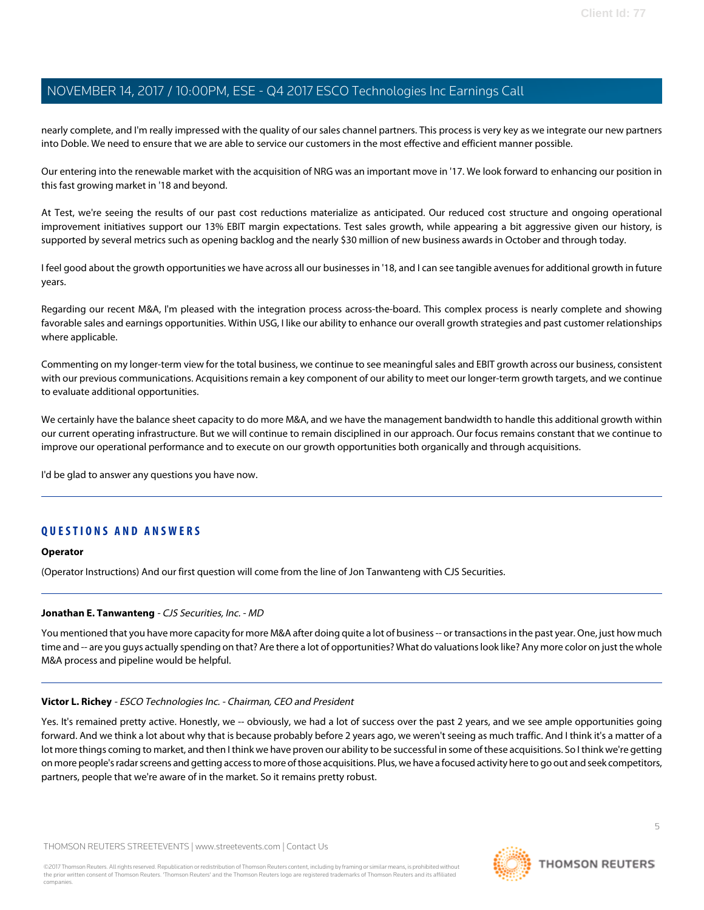nearly complete, and I'm really impressed with the quality of our sales channel partners. This process is very key as we integrate our new partners into Doble. We need to ensure that we are able to service our customers in the most effective and efficient manner possible.

Our entering into the renewable market with the acquisition of NRG was an important move in '17. We look forward to enhancing our position in this fast growing market in '18 and beyond.

At Test, we're seeing the results of our past cost reductions materialize as anticipated. Our reduced cost structure and ongoing operational improvement initiatives support our 13% EBIT margin expectations. Test sales growth, while appearing a bit aggressive given our history, is supported by several metrics such as opening backlog and the nearly $30 million of new business awards in October and through today.

I feel good about the growth opportunities we have across all our businesses in '18, and I can see tangible avenues for additional growth in future years.

Regarding our recent M&A, I'm pleased with the integration process across-the-board. This complex process is nearly complete and showing favorable sales and earnings opportunities. Within USG, I like our ability to enhance our overall growth strategies and past customer relationships where applicable.

Commenting on my longer-term view for the total business, we continue to see meaningful sales and EBIT growth across our business, consistent with our previous communications. Acquisitions remain a key component of our ability to meet our longer-term growth targets, and we continue to evaluate additional opportunities.

We certainly have the balance sheet capacity to do more M&A, and we have the management bandwidth to handle this additional growth within our current operating infrastructure. But we will continue to remain disciplined in our approach. Our focus remains constant that we continue to improve our operational performance and to execute on our growth opportunities both organically and through acquisitions.

I'd be glad to answer any questions you have now.

## QUESTIONS AND ANSWERS

**Operator**

(Operator Instructions) And our first question will come from the line of Jon Tanwanteng with CJS Securities.

**Jonathan E. Tanwanteng** - *CJS Securities, Inc. - MD*

You mentioned that you have more capacity for more M&A after doing quite a lot of business -- or transactions in the past year. One, just how much time and -- are you guys actually spending on that? Are there a lot of opportunities? What do valuations look like? Any more color on just the whole M&A process and pipeline would be helpful.

**Victor L. Richey** - *ESCO Technologies Inc. - Chairman, CEO and President*

Yes. It's remained pretty active. Honestly, we -- obviously, we had a lot of success over the past 2 years, and we see ample opportunities going forward. And we think a lot about why that is because probably before 2 years ago, we weren't seeing as much traffic. And I think it's a matter of a lot more things coming to market, and then I think we have proven our ability to be successful in some of these acquisitions. So I think we're getting on more people's radar screens and getting access to more of those acquisitions. Plus, we have a focused activity here to go out and seek competitors, partners, people that we're aware of in the market. So it remains pretty robust.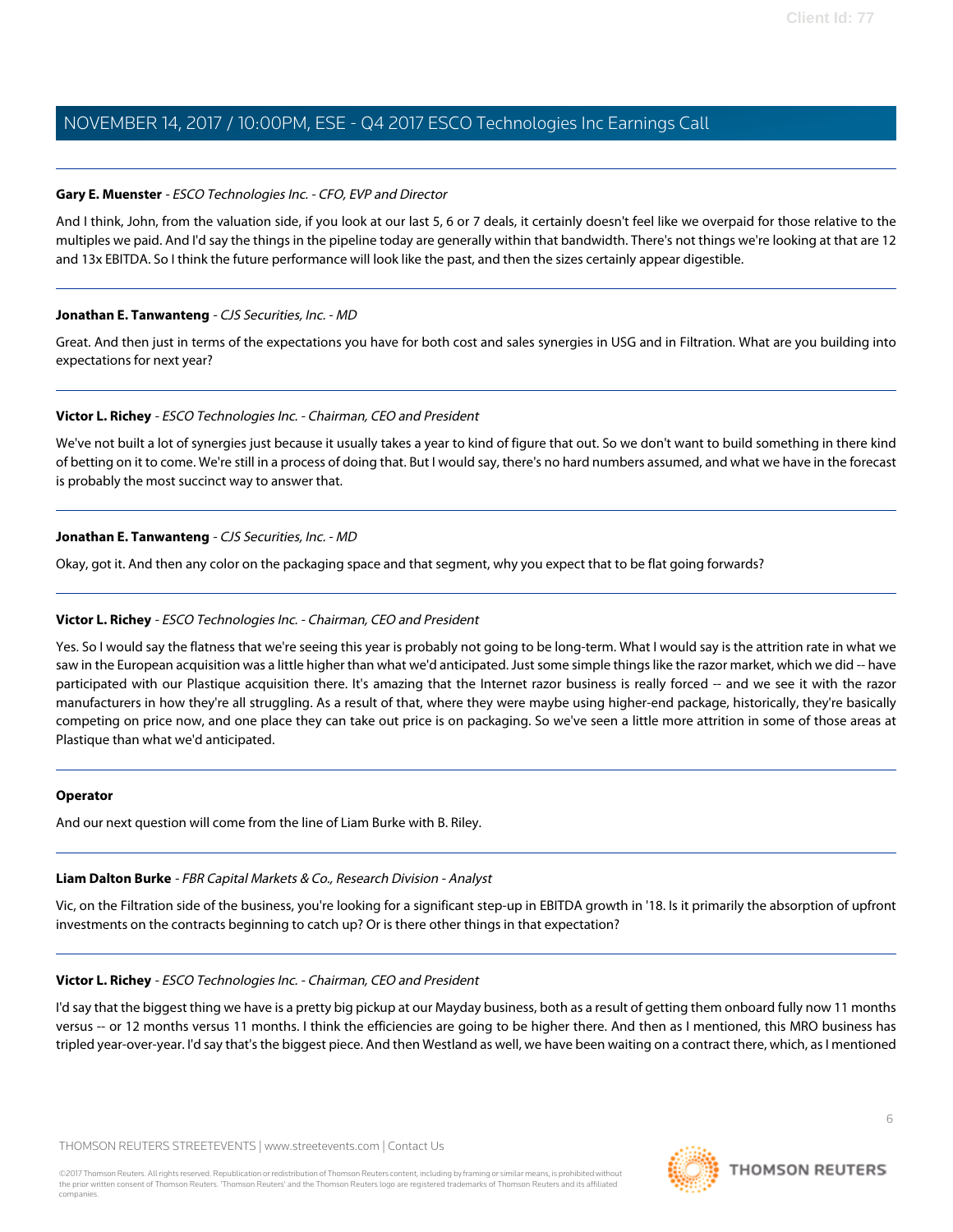**Gary E. Muenster** - *ESCO Technologies Inc. - CFO, EVP and Director*

And I think, John, from the valuation side, if you look at our last 5, 6 or 7 deals, it certainly doesn't feel like we overpaid for those relative to the multiples we paid. And I'd say the things in the pipeline today are generally within that bandwidth. There's not things we're looking at that are 12 and 13x EBITDA. So I think the future performance will look like the past, and then the sizes certainly appear digestible.

---

**Jonathan E. Tanwanteng** - *CJS Securities, Inc. - MD*

Great. And then just in terms of the expectations you have for both cost and sales synergies in USG and in Filtration. What are you building into expectations for next year?

---

**Victor L. Richey** - *ESCO Technologies Inc. - Chairman, CEO and President*

We've not built a lot of synergies just because it usually takes a year to kind of figure that out. So we don't want to build something in there kind of betting on it to come. We're still in a process of doing that. But I would say, there's no hard numbers assumed, and what we have in the forecast is probably the most succinct way to answer that.

---

**Jonathan E. Tanwanteng** - *CJS Securities, Inc. - MD*

Okay, got it. And then any color on the packaging space and that segment, why you expect that to be flat going forwards?

---

**Victor L. Richey** - *ESCO Technologies Inc. - Chairman, CEO and President*

Yes. So I would say the flatness that we're seeing this year is probably not going to be long-term. What I would say is the attrition rate in what we saw in the European acquisition was a little higher than what we'd anticipated. Just some simple things like the razor market, which we did -- have participated with our Plastique acquisition there. It's amazing that the Internet razor business is really forced -- and we see it with the razor manufacturers in how they're all struggling. As a result of that, where they were maybe using higher-end package, historically, they're basically competing on price now, and one place they can take out price is on packaging. So we've seen a little more attrition in some of those areas at Plastique than what we'd anticipated.

---

**Operator**

And our next question will come from the line of Liam Burke with B. Riley.

---

**Liam Dalton Burke** - *FBR Capital Markets & Co., Research Division - Analyst*

Vic, on the Filtration side of the business, you're looking for a significant step-up in EBITDA growth in '18. Is it primarily the absorption of upfront investments on the contracts beginning to catch up? Or is there other things in that expectation?

---

**Victor L. Richey** - *ESCO Technologies Inc. - Chairman, CEO and President*

I'd say that the biggest thing we have is a pretty big pickup at our Mayday business, both as a result of getting them onboard fully now 11 months versus -- or 12 months versus 11 months. I think the efficiencies are going to be higher there. And then as I mentioned, this MRO business has tripled year-over-year. I'd say that's the biggest piece. And then Westland as well, we have been waiting on a contract there, which, as I mentioned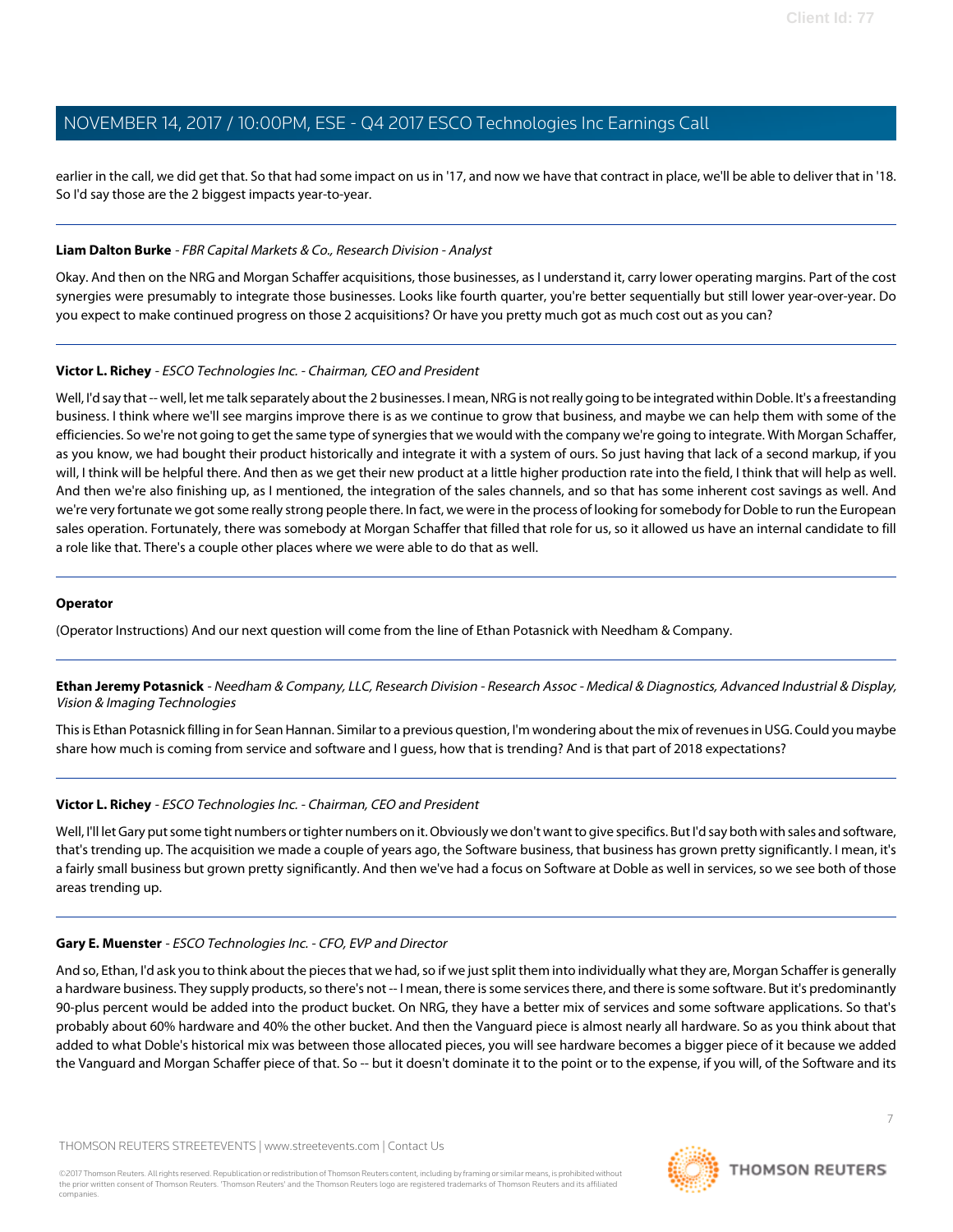earlier in the call, we did get that. So that had some impact on us in '17, and now we have that contract in place, we'll be able to deliver that in '18. So I'd say those are the 2 biggest impacts year-to-year.

---

**Liam Dalton Burke** - *FBR Capital Markets & Co., Research Division - Analyst*

Okay. And then on the NRG and Morgan Schaffer acquisitions, those businesses, as I understand it, carry lower operating margins. Part of the cost synergies were presumably to integrate those businesses. Looks like fourth quarter, you're better sequentially but still lower year-over-year. Do you expect to make continued progress on those 2 acquisitions? Or have you pretty much got as much cost out as you can?

---

**Victor L. Richey** - *ESCO Technologies Inc. - Chairman, CEO and President*

Well, I'd say that -- well, let me talk separately about the 2 businesses. I mean, NRG is not really going to be integrated within Doble. It's a freestanding business. I think where we'll see margins improve there is as we continue to grow that business, and maybe we can help them with some of the efficiencies. So we're not going to get the same type of synergies that we would with the company we're going to integrate. With Morgan Schaffer, as you know, we had bought their product historically and integrate it with a system of ours. So just having that lack of a second markup, if you will, I think will be helpful there. And then as we get their new product at a little higher production rate into the field, I think that will help as well. And then we're also finishing up, as I mentioned, the integration of the sales channels, and so that has some inherent cost savings as well. And we're very fortunate we got some really strong people there. In fact, we were in the process of looking for somebody for Doble to run the European sales operation. Fortunately, there was somebody at Morgan Schaffer that filled that role for us, so it allowed us have an internal candidate to fill a role like that. There's a couple other places where we were able to do that as well.

---

**Operator**

(Operator Instructions) And our next question will come from the line of Ethan Potasnick with Needham & Company.

---

**Ethan Jeremy Potasnick** - *Needham & Company, LLC, Research Division - Research Assoc - Medical & Diagnostics, Advanced Industrial & Display, Vision & Imaging Technologies*

This is Ethan Potasnick filling in for Sean Hannan. Similar to a previous question, I'm wondering about the mix of revenues in USG. Could you maybe share how much is coming from service and software and I guess, how that is trending? And is that part of 2018 expectations?

---

**Victor L. Richey** - *ESCO Technologies Inc. - Chairman, CEO and President*

Well, I'll let Gary put some tight numbers or tighter numbers on it. Obviously we don't want to give specifics. But I'd say both with sales and software, that's trending up. The acquisition we made a couple of years ago, the Software business, that business has grown pretty significantly. I mean, it's a fairly small business but grown pretty significantly. And then we've had a focus on Software at Doble as well in services, so we see both of those areas trending up.

---

**Gary E. Muenster** - *ESCO Technologies Inc. - CFO, EVP and Director*

And so, Ethan, I'd ask you to think about the pieces that we had, so if we just split them into individually what they are, Morgan Schaffer is generally a hardware business. They supply products, so there's not -- I mean, there is some services there, and there is some software. But it's predominantly 90-plus percent would be added into the product bucket. On NRG, they have a better mix of services and some software applications. So that's probably about 60% hardware and 40% the other bucket. And then the Vanguard piece is almost nearly all hardware. So as you think about that added to what Doble's historical mix was between those allocated pieces, you will see hardware becomes a bigger piece of it because we added the Vanguard and Morgan Schaffer piece of that. So -- but it doesn't dominate it to the point or to the expense, if you will, of the Software and its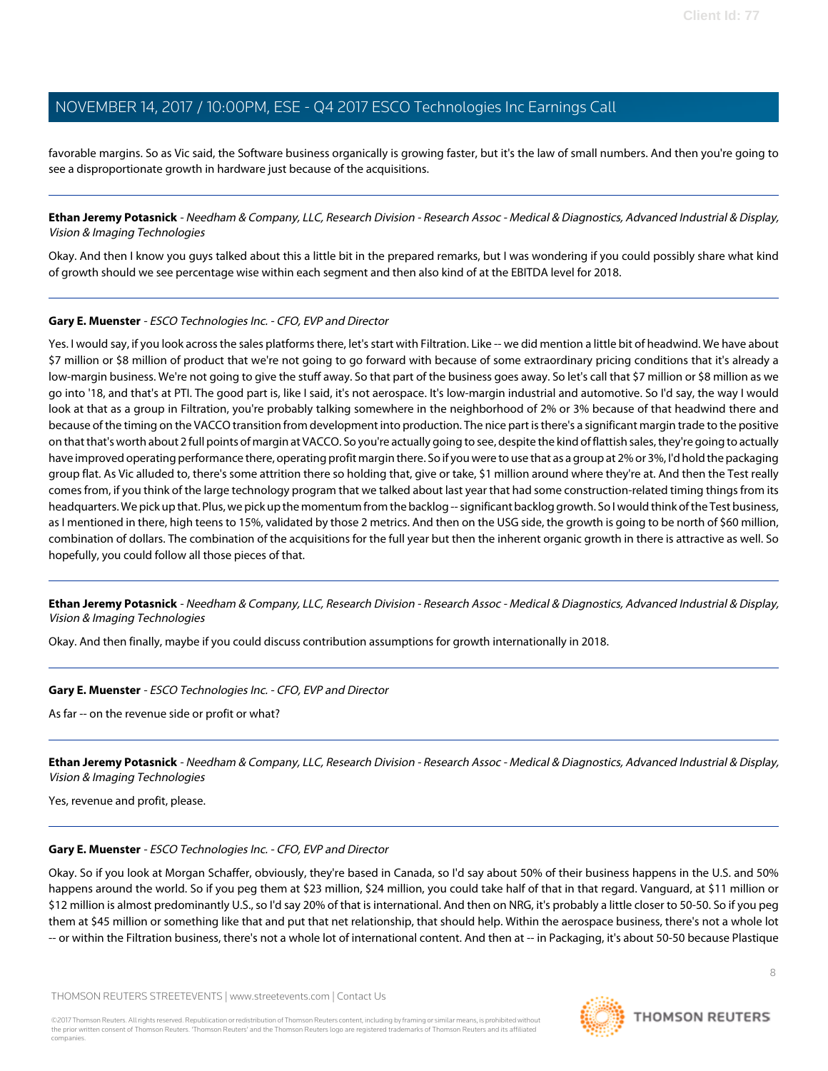favorable margins. So as Vic said, the Software business organically is growing faster, but it's the law of small numbers. And then you're going to see a disproportionate growth in hardware just because of the acquisitions.

---

**Ethan Jeremy Potasnick** - *Needham & Company, LLC, Research Division - Research Assoc - Medical & Diagnostics, Advanced Industrial & Display, Vision & Imaging Technologies*

Okay. And then I know you guys talked about this a little bit in the prepared remarks, but I was wondering if you could possibly share what kind of growth should we see percentage wise within each segment and then also kind of at the EBITDA level for 2018.

---

**Gary E. Muenster** - *ESCO Technologies Inc. - CFO, EVP and Director*

Yes. I would say, if you look across the sales platforms there, let's start with Filtration. Like -- we did mention a little bit of headwind. We have about $7 million or $8 million of product that we're not going to go forward with because of some extraordinary pricing conditions that it's already a low-margin business. We're not going to give the stuff away. So that part of the business goes away. So let's call that $7 million or $8 million as we go into '18, and that's at PTI. The good part is, like I said, it's not aerospace. It's low-margin industrial and automotive. So I'd say, the way I would look at that as a group in Filtration, you're probably talking somewhere in the neighborhood of 2% or 3% because of that headwind there and because of the timing on the VACCO transition from development into production. The nice part is there's a significant margin trade to the positive on that that's worth about 2 full points of margin at VACCO. So you're actually going to see, despite the kind of flattish sales, they're going to actually have improved operating performance there, operating profit margin there. So if you were to use that as a group at 2% or 3%, I'd hold the packaging group flat. As Vic alluded to, there's some attrition there so holding that, give or take, $1 million around where they're at. And then the Test really comes from, if you think of the large technology program that we talked about last year that had some construction-related timing things from its headquarters. We pick up that. Plus, we pick up the momentum from the backlog -- significant backlog growth. So I would think of the Test business, as I mentioned in there, high teens to 15%, validated by those 2 metrics. And then on the USG side, the growth is going to be north of $60 million, combination of dollars. The combination of the acquisitions for the full year but then the inherent organic growth in there is attractive as well. So hopefully, you could follow all those pieces of that.

---

**Ethan Jeremy Potasnick** - *Needham & Company, LLC, Research Division - Research Assoc - Medical & Diagnostics, Advanced Industrial & Display, Vision & Imaging Technologies*

Okay. And then finally, maybe if you could discuss contribution assumptions for growth internationally in 2018.

---

**Gary E. Muenster** - *ESCO Technologies Inc. - CFO, EVP and Director*

As far -- on the revenue side or profit or what?

---

**Ethan Jeremy Potasnick** - *Needham & Company, LLC, Research Division - Research Assoc - Medical & Diagnostics, Advanced Industrial & Display, Vision & Imaging Technologies*

Yes, revenue and profit, please.

---

**Gary E. Muenster** - *ESCO Technologies Inc. - CFO, EVP and Director*

Okay. So if you look at Morgan Schaffer, obviously, they're based in Canada, so I'd say about 50% of their business happens in the U.S. and 50% happens around the world. So if you peg them at $23 million, $24 million, you could take half of that in that regard. Vanguard, at $11 million or $12 million is almost predominantly U.S., so I'd say 20% of that is international. And then on NRG, it's probably a little closer to 50-50. So if you peg them at $45 million or something like that and put that net relationship, that should help. Within the aerospace business, there's not a whole lot -- or within the Filtration business, there's not a whole lot of international content. And then at -- in Packaging, it's about 50-50 because Plastique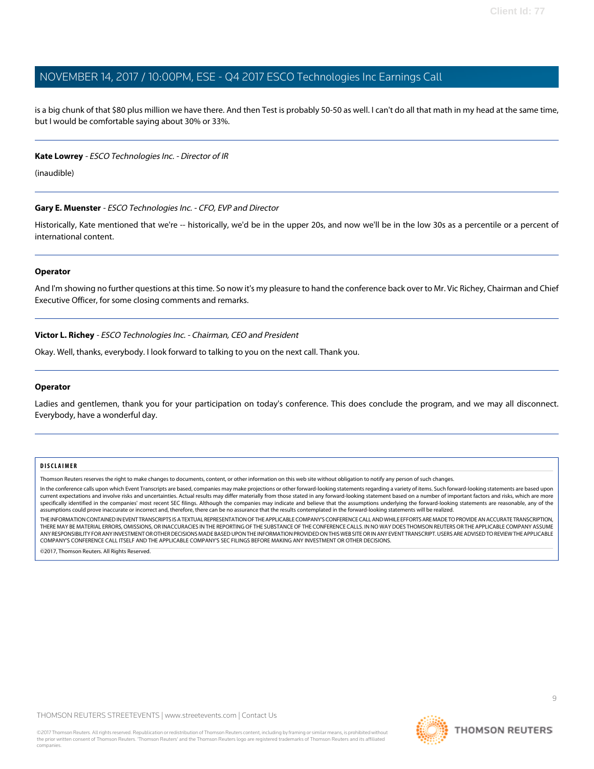is a big chunk of that $80 plus million we have there. And then Test is probably 50-50 as well. I can't do all that math in my head at the same time, but I would be comfortable saying about 30% or 33%.

---

**Kate Lowrey** - *ESCO Technologies Inc. - Director of IR*

(inaudible)

---

**Gary E. Muenster** - *ESCO Technologies Inc. - CFO, EVP and Director*

Historically, Kate mentioned that we're -- historically, we'd be in the upper 20s, and now we'll be in the low 30s as a percentile or a percent of international content.

---

**Operator**

And I'm showing no further questions at this time. So now it's my pleasure to hand the conference back over to Mr. Vic Richey, Chairman and Chief Executive Officer, for some closing comments and remarks.

---

**Victor L. Richey** - *ESCO Technologies Inc. - Chairman, CEO and President*

Okay. Well, thanks, everybody. I look forward to talking to you on the next call. Thank you.

---

**Operator**

Ladies and gentlemen, thank you for your participation on today's conference. This does conclude the program, and we may all disconnect. Everybody, have a wonderful day.

---

**DISCLAIMER**

Thomson Reuters reserves the right to make changes to documents, content, or other information on this web site without obligation to notify any person of such changes.

In the conference calls upon which Event Transcripts are based, companies may make projections or other forward-looking statements regarding a variety of items. Such forward-looking statements are based upon current expectations and involve risks and uncertainties. Actual results may differ materially from those stated in any forward-looking statement based on a number of important factors and risks, which are more specifically identified in the companies' most recent SEC filings. Although the companies may indicate and believe that the assumptions underlying the forward-looking statements are reasonable, any of the assumptions could prove inaccurate or incorrect and, therefore, there can be no assurance that the results contemplated in the forward-looking statements will be realized.

THE INFORMATION CONTAINED IN EVENT TRANSCRIPTS IS A TEXTUAL REPRESENTATION OF THE APPLICABLE COMPANY'S CONFERENCE CALL AND WHILE EFFORTS ARE MADE TO PROVIDE AN ACCURATE TRANSCRIPTION, THERE MAY BE MATERIAL ERRORS, OMISSIONS, OR INACCURACIES IN THE REPORTING OF THE SUBSTANCE OF THE CONFERENCE CALLS. IN NO WAY DOES THOMSON REUTERS OR THE APPLICABLE COMPANY ASSUME ANY RESPONSIBILITY FOR ANY INVESTMENT OR OTHER DECISIONS MADE BASED UPON THE INFORMATION PROVIDED ON THIS WEB SITE OR IN ANY EVENT TRANSCRIPT. USERS ARE ADVISED TO REVIEW THE APPLICABLE COMPANY'S CONFERENCE CALL ITSELF AND THE APPLICABLE COMPANY'S SEC FILINGS BEFORE MAKING ANY INVESTMENT OR OTHER DECISIONS.

©2017, Thomson Reuters. All Rights Reserved.